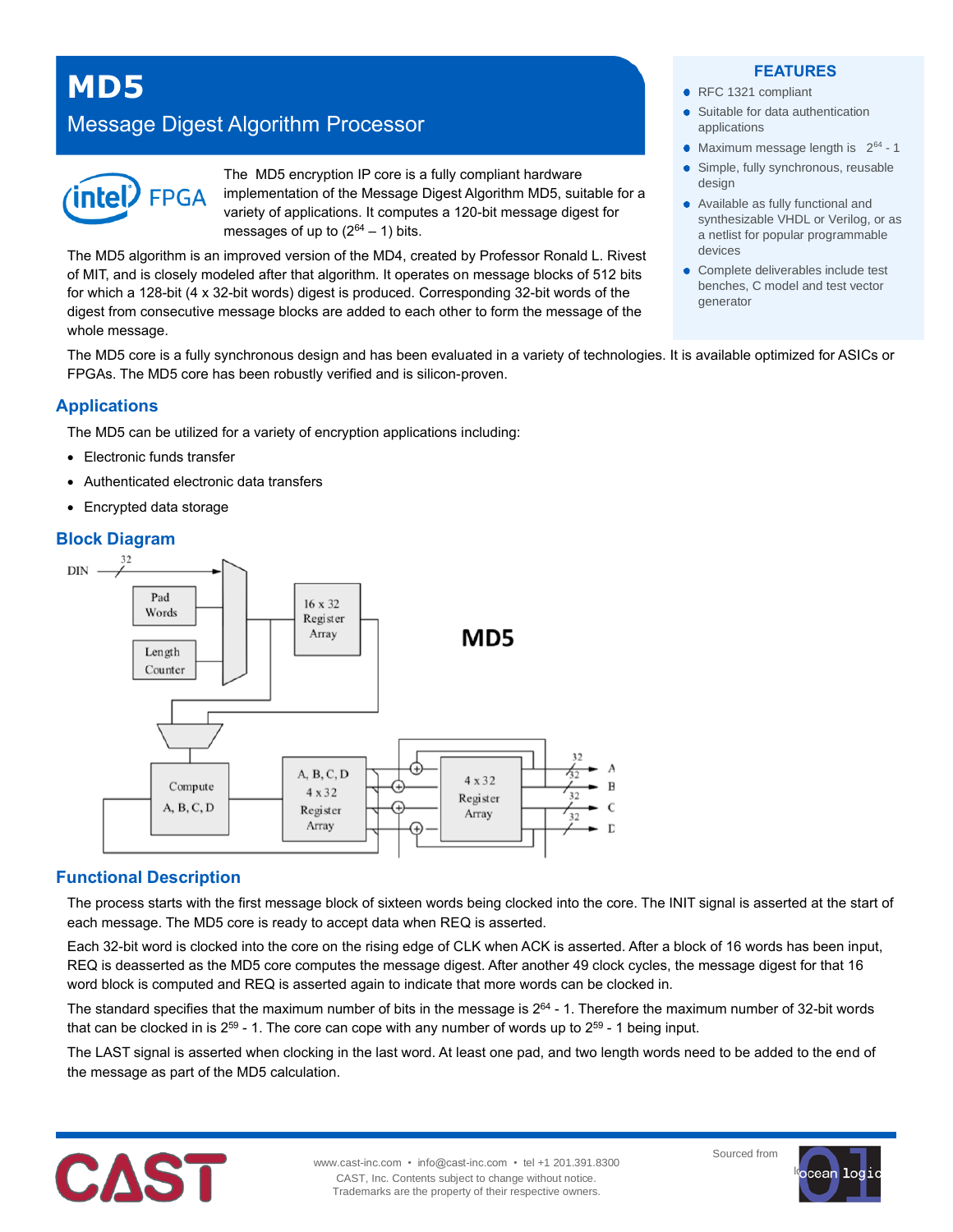# MD5

## Message Digest Algorithm Processor

The MD5 encryption IP core is a fully compliant hardware implementation of the Message Digest Algorithm MD5, suitable for a variety of applications. It computes a 120-bit message digest for messages of up to ($2^{64}$ – 1) bits.

The MD5 algorithm is an improved version of the MD4, created by Professor Ronald L. Rivest of MIT, and is closely modeled after that algorithm. It operates on message blocks of 512 bits for which a 128-bit (4 x 32-bit words) digest is produced. Corresponding 32-bit words of the digest from consecutive message blocks are added to each other to form the message of the whole message.

### FEATURES

- RFC 1321 compliant
- Suitable for data authentication applications
- Maximum message length is $2^{64}$ - 1
- Simple, fully synchronous, reusable design
- Available as fully functional and synthesizable VHDL or Verilog, or as a netlist for popular programmable devices
- Complete deliverables include test benches, C model and test vector generator

The MD5 core is a fully synchronous design and has been evaluated in a variety of technologies. It is available optimized for ASICs or FPGAs. The MD5 core has been robustly verified and is silicon-proven.

## Applications

The MD5 can be utilized for a variety of encryption applications including:

- Electronic funds transfer
- Authenticated electronic data transfers
- Encrypted data storage

## Block Diagram

DIN
32
Pad Words
Length Counter
16 x 32 Register Array
MD5
Compute A, B, C, D
A, B, C, D 4 x 32 Register Array
4 x 32 Register Array
32
32
32
32
A
B
C
D

## Functional Description

The process starts with the first message block of sixteen words being clocked into the core. The INIT signal is asserted at the start of each message. The MD5 core is ready to accept data when REQ is asserted.

Each 32-bit word is clocked into the core on the rising edge of CLK when ACK is asserted. After a block of 16 words has been input, REQ is deasserted as the MD5 core computes the message digest. After another 49 clock cycles, the message digest for that 16 word block is computed and REQ is asserted again to indicate that more words can be clocked in.

The standard specifies that the maximum number of bits in the message is $2^{64}$ - 1. Therefore the maximum number of 32-bit words that can be clocked in is $2^{59}$ - 1. The core can cope with any number of words up to $2^{59}$ - 1 being input.

The LAST signal is asserted when clocking in the last word. At least one pad, and two length words need to be added to the end of the message as part of the MD5 calculation.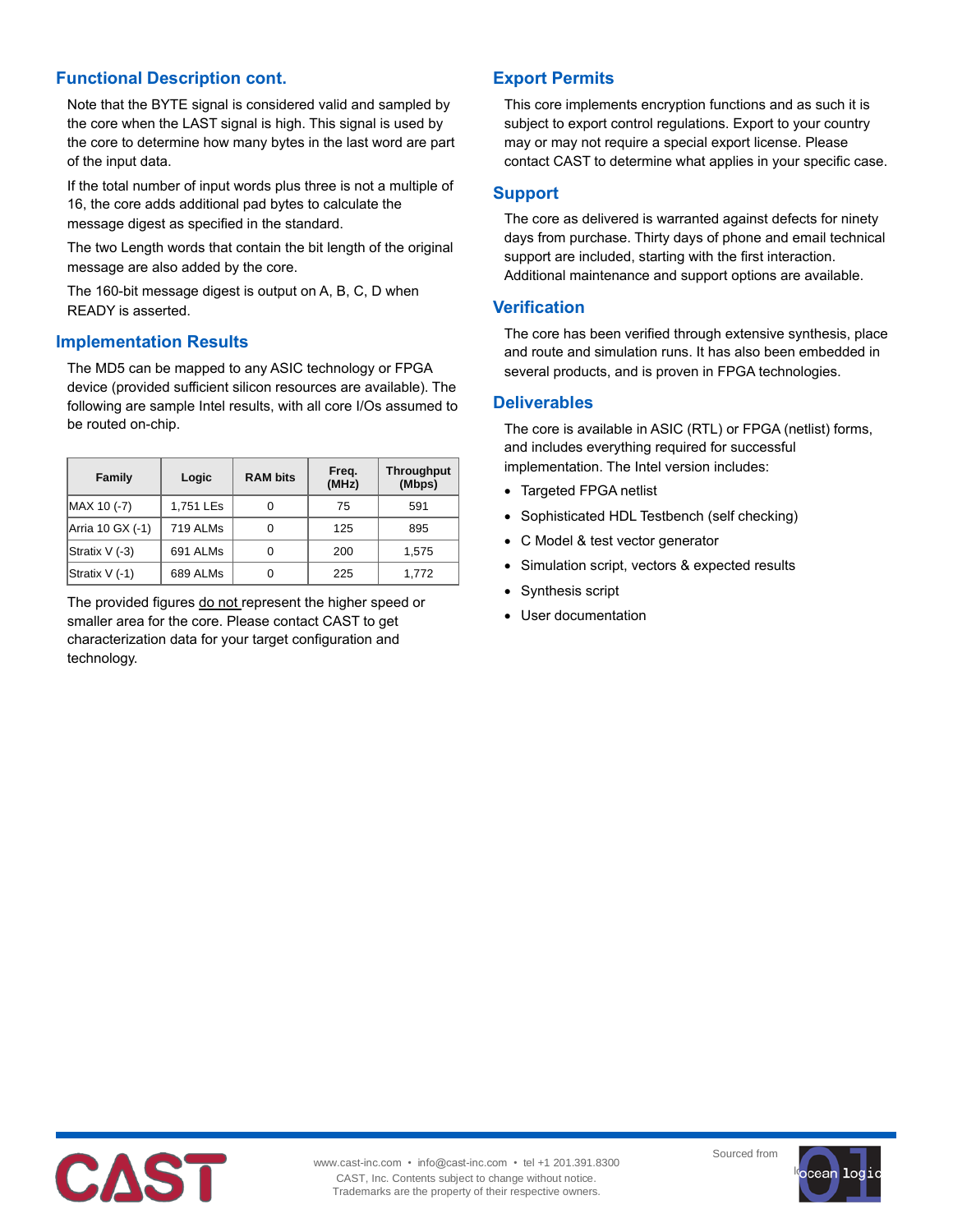## Functional Description cont.

Note that the BYTE signal is considered valid and sampled by the core when the LAST signal is high. This signal is used by the core to determine how many bytes in the last word are part of the input data.

If the total number of input words plus three is not a multiple of 16, the core adds additional pad bytes to calculate the message digest as specified in the standard.

The two Length words that contain the bit length of the original message are also added by the core.

The 160-bit message digest is output on A, B, C, D when READY is asserted.

## Implementation Results

The MD5 can be mapped to any ASIC technology or FPGA device (provided sufficient silicon resources are available). The following are sample Intel results, with all core I/Os assumed to be routed on-chip.

| Family | Logic | RAM bits | Freq. (MHz) | Throughput (Mbps) |
|---|---|---|---|---|
| MAX 10 (-7) | 1,751 LEs | 0 | 75 | 591 |
| Arria 10 GX (-1) | 719 ALMs | 0 | 125 | 895 |
| Stratix V (-3) | 691 ALMs | 0 | 200 | 1,575 |
| Stratix V (-1) | 689 ALMs | 0 | 225 | 1,772 |

The provided figures do not represent the higher speed or smaller area for the core. Please contact CAST to get characterization data for your target configuration and technology.

## Export Permits

This core implements encryption functions and as such it is subject to export control regulations. Export to your country may or may not require a special export license. Please contact CAST to determine what applies in your specific case.

## Support

The core as delivered is warranted against defects for ninety days from purchase. Thirty days of phone and email technical support are included, starting with the first interaction. Additional maintenance and support options are available.

## Verification

The core has been verified through extensive synthesis, place and route and simulation runs. It has also been embedded in several products, and is proven in FPGA technologies.

## Deliverables

The core is available in ASIC (RTL) or FPGA (netlist) forms, and includes everything required for successful implementation. The Intel version includes:

- Targeted FPGA netlist
- Sophisticated HDL Testbench (self checking)
- C Model & test vector generator
- Simulation script, vectors & expected results
- Synthesis script
- User documentation

CAST

www.cast-inc.com • info@cast-inc.com • tel +1 201.391.8300
CAST, Inc. Contents subject to change without notice.
Trademarks are the property of their respective owners.

Sourced from ocean logic